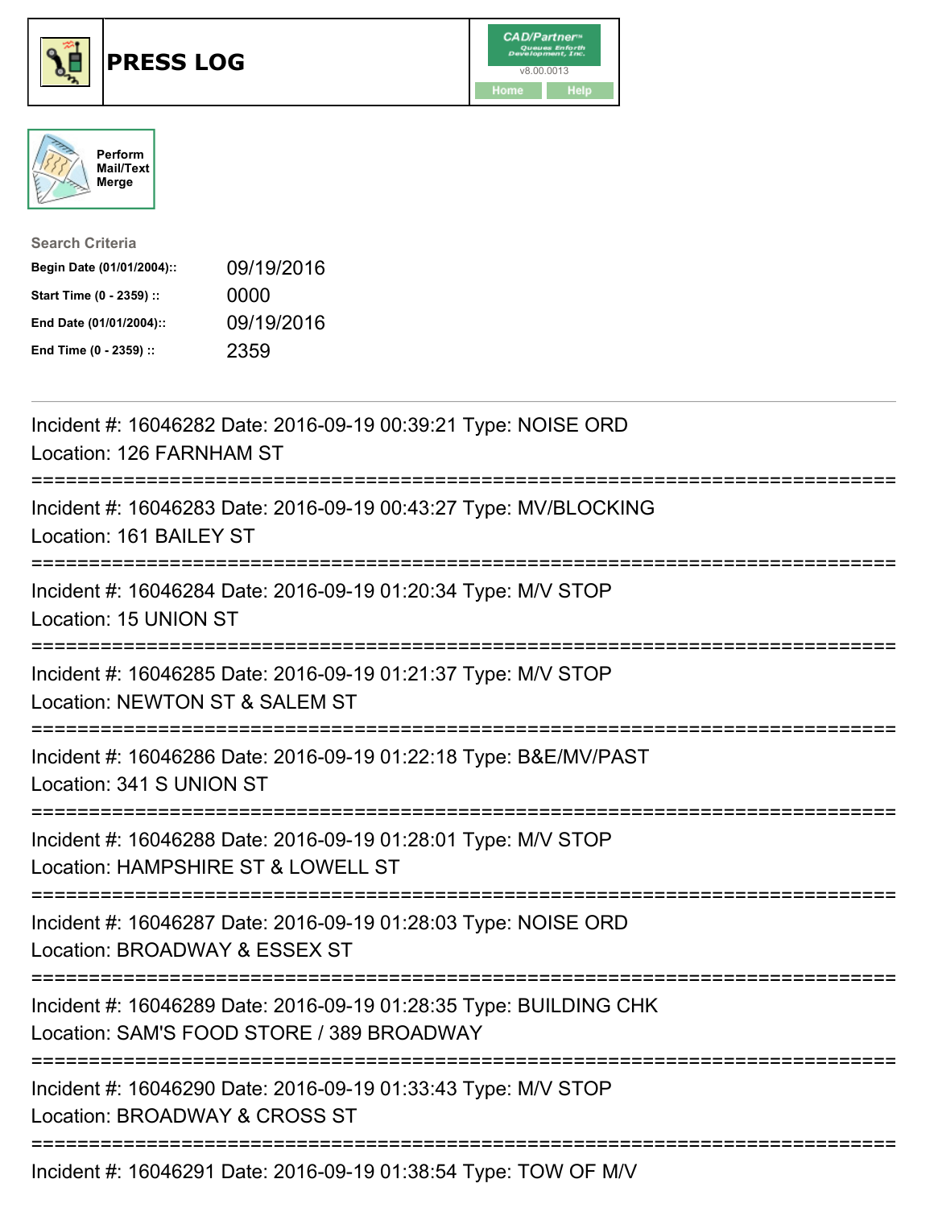# PRESS LOG

CAD/Partner
v8.00.0013
Home Help

Perform Mail/Text Merge

**Search Criteria**

| | |
|---|---|
| **Begin Date (01/01/2004)::** | 09/19/2016 |
| **Start Time (0 - 2359) ::** | 0000 |
| **End Date (01/01/2004)::** | 09/19/2016 |
| **End Time (0 - 2359) ::** | 2359 |

Incident #: 16046282 Date: 2016-09-19 00:39:21 Type: NOISE ORD
Location: 126 FARNHAM ST

===========================================================================

Incident #: 16046283 Date: 2016-09-19 00:43:27 Type: MV/BLOCKING
Location: 161 BAILEY ST

===========================================================================

Incident #: 16046284 Date: 2016-09-19 01:20:34 Type: M/V STOP
Location: 15 UNION ST

===========================================================================

Incident #: 16046285 Date: 2016-09-19 01:21:37 Type: M/V STOP
Location: NEWTON ST & SALEM ST

===========================================================================

Incident #: 16046286 Date: 2016-09-19 01:22:18 Type: B&E/MV/PAST
Location: 341 S UNION ST

===========================================================================

Incident #: 16046288 Date: 2016-09-19 01:28:01 Type: M/V STOP
Location: HAMPSHIRE ST & LOWELL ST

===========================================================================

Incident #: 16046287 Date: 2016-09-19 01:28:03 Type: NOISE ORD
Location: BROADWAY & ESSEX ST

===========================================================================

Incident #: 16046289 Date: 2016-09-19 01:28:35 Type: BUILDING CHK
Location: SAM'S FOOD STORE / 389 BROADWAY

===========================================================================

Incident #: 16046290 Date: 2016-09-19 01:33:43 Type: M/V STOP
Location: BROADWAY & CROSS ST

===========================================================================

Incident #: 16046291 Date: 2016-09-19 01:38:54 Type: TOW OF M/V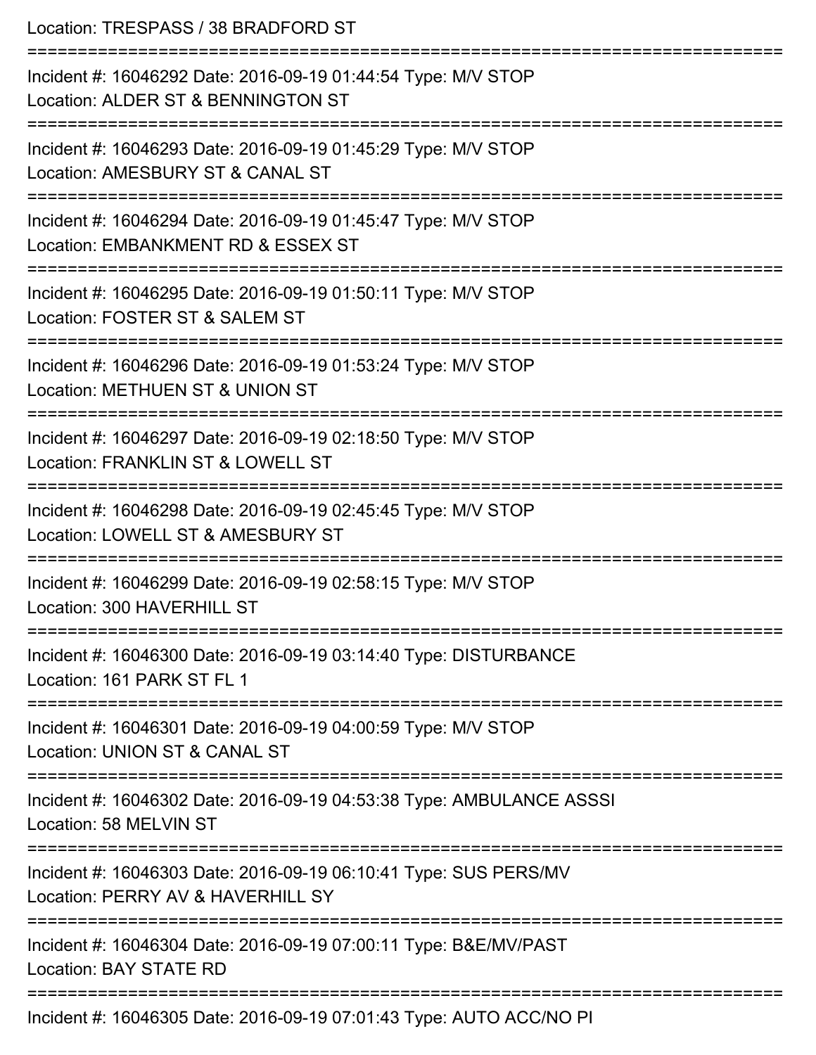Location: TRESPASS / 38 BRADFORD ST

===========================================================================

Incident #: 16046292 Date: 2016-09-19 01:44:54 Type: M/V STOP

Location: ALDER ST & BENNINGTON ST

===========================================================================

Incident #: 16046293 Date: 2016-09-19 01:45:29 Type: M/V STOP

Location: AMESBURY ST & CANAL ST

===========================================================================

Incident #: 16046294 Date: 2016-09-19 01:45:47 Type: M/V STOP

Location: EMBANKMENT RD & ESSEX ST

===========================================================================

Incident #: 16046295 Date: 2016-09-19 01:50:11 Type: M/V STOP

Location: FOSTER ST & SALEM ST

===========================================================================

Incident #: 16046296 Date: 2016-09-19 01:53:24 Type: M/V STOP

Location: METHUEN ST & UNION ST

===========================================================================

Incident #: 16046297 Date: 2016-09-19 02:18:50 Type: M/V STOP

Location: FRANKLIN ST & LOWELL ST

===========================================================================

Incident #: 16046298 Date: 2016-09-19 02:45:45 Type: M/V STOP

Location: LOWELL ST & AMESBURY ST

===========================================================================

Incident #: 16046299 Date: 2016-09-19 02:58:15 Type: M/V STOP

Location: 300 HAVERHILL ST

===========================================================================

Incident #: 16046300 Date: 2016-09-19 03:14:40 Type: DISTURBANCE

Location: 161 PARK ST FL 1

===========================================================================

Incident #: 16046301 Date: 2016-09-19 04:00:59 Type: M/V STOP

Location: UNION ST & CANAL ST

===========================================================================

Incident #: 16046302 Date: 2016-09-19 04:53:38 Type: AMBULANCE ASSSI

Location: 58 MELVIN ST

===========================================================================

Incident #: 16046303 Date: 2016-09-19 06:10:41 Type: SUS PERS/MV

Location: PERRY AV & HAVERHILL SY

===========================================================================

Incident #: 16046304 Date: 2016-09-19 07:00:11 Type: B&E/MV/PAST

Location: BAY STATE RD

===========================================================================

Incident #: 16046305 Date: 2016-09-19 07:01:43 Type: AUTO ACC/NO PI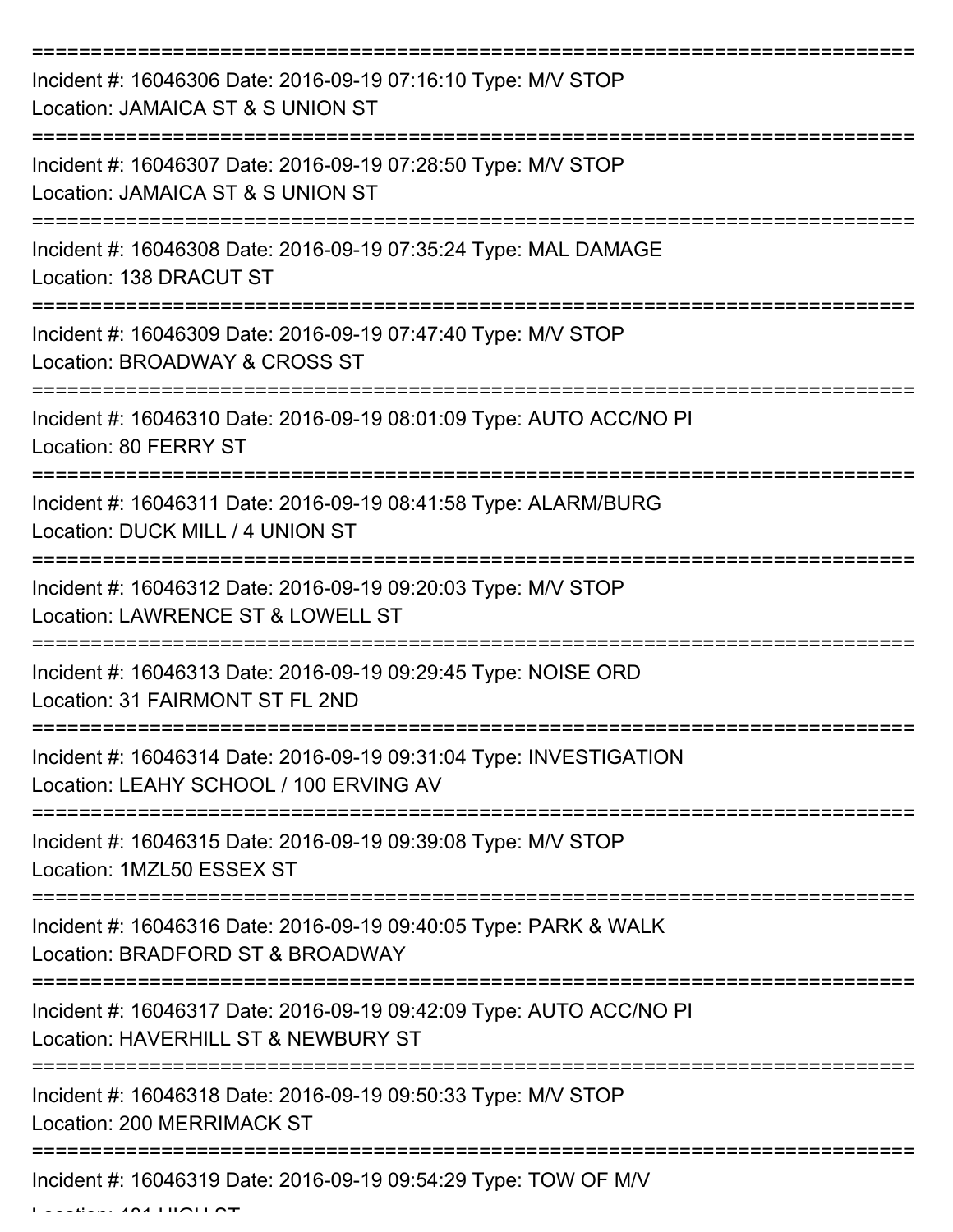===========================================================================

Incident #: 16046306 Date: 2016-09-19 07:16:10 Type: M/V STOP
Location: JAMAICA ST & S UNION ST

===========================================================================

Incident #: 16046307 Date: 2016-09-19 07:28:50 Type: M/V STOP
Location: JAMAICA ST & S UNION ST

===========================================================================

Incident #: 16046308 Date: 2016-09-19 07:35:24 Type: MAL DAMAGE
Location: 138 DRACUT ST

===========================================================================

Incident #: 16046309 Date: 2016-09-19 07:47:40 Type: M/V STOP
Location: BROADWAY & CROSS ST

===========================================================================

Incident #: 16046310 Date: 2016-09-19 08:01:09 Type: AUTO ACC/NO PI
Location: 80 FERRY ST

===========================================================================

Incident #: 16046311 Date: 2016-09-19 08:41:58 Type: ALARM/BURG
Location: DUCK MILL / 4 UNION ST

===========================================================================

Incident #: 16046312 Date: 2016-09-19 09:20:03 Type: M/V STOP
Location: LAWRENCE ST & LOWELL ST

===========================================================================

Incident #: 16046313 Date: 2016-09-19 09:29:45 Type: NOISE ORD
Location: 31 FAIRMONT ST FL 2ND

===========================================================================

Incident #: 16046314 Date: 2016-09-19 09:31:04 Type: INVESTIGATION
Location: LEAHY SCHOOL / 100 ERVING AV

===========================================================================

Incident #: 16046315 Date: 2016-09-19 09:39:08 Type: M/V STOP
Location: 1MZL50 ESSEX ST

===========================================================================

Incident #: 16046316 Date: 2016-09-19 09:40:05 Type: PARK & WALK
Location: BRADFORD ST & BROADWAY

===========================================================================

Incident #: 16046317 Date: 2016-09-19 09:42:09 Type: AUTO ACC/NO PI
Location: HAVERHILL ST & NEWBURY ST

===========================================================================

Incident #: 16046318 Date: 2016-09-19 09:50:33 Type: M/V STOP
Location: 200 MERRIMACK ST

===========================================================================

Incident #: 16046319 Date: 2016-09-19 09:54:29 Type: TOW OF M/V
Location: 481 HIGH ST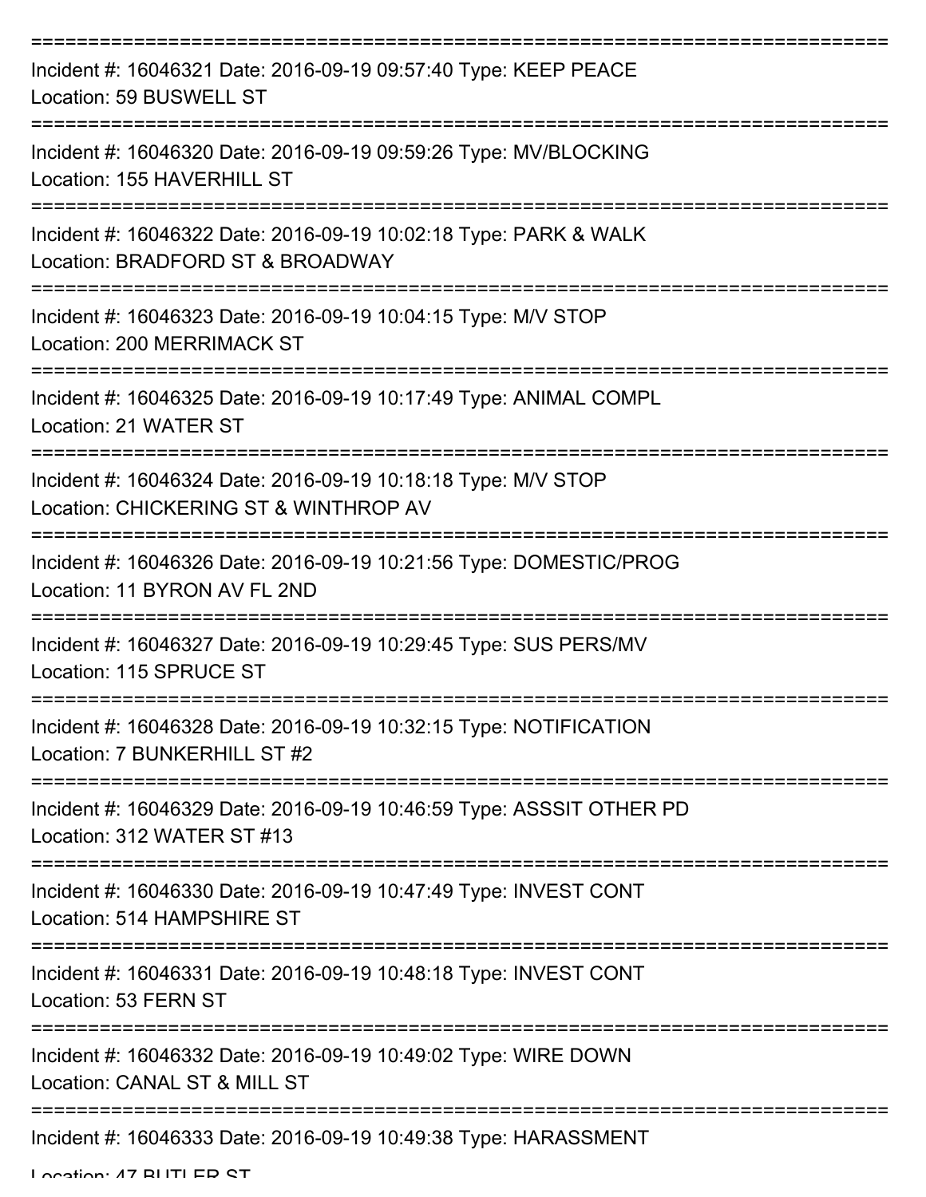===========================================================================

Incident #: 16046321 Date: 2016-09-19 09:57:40 Type: KEEP PEACE
Location: 59 BUSWELL ST

===========================================================================

Incident #: 16046320 Date: 2016-09-19 09:59:26 Type: MV/BLOCKING
Location: 155 HAVERHILL ST

===========================================================================

Incident #: 16046322 Date: 2016-09-19 10:02:18 Type: PARK & WALK
Location: BRADFORD ST & BROADWAY

===========================================================================

Incident #: 16046323 Date: 2016-09-19 10:04:15 Type: M/V STOP
Location: 200 MERRIMACK ST

===========================================================================

Incident #: 16046325 Date: 2016-09-19 10:17:49 Type: ANIMAL COMPL
Location: 21 WATER ST

===========================================================================

Incident #: 16046324 Date: 2016-09-19 10:18:18 Type: M/V STOP
Location: CHICKERING ST & WINTHROP AV

===========================================================================

Incident #: 16046326 Date: 2016-09-19 10:21:56 Type: DOMESTIC/PROG
Location: 11 BYRON AV FL 2ND

===========================================================================

Incident #: 16046327 Date: 2016-09-19 10:29:45 Type: SUS PERS/MV
Location: 115 SPRUCE ST

===========================================================================

Incident #: 16046328 Date: 2016-09-19 10:32:15 Type: NOTIFICATION
Location: 7 BUNKERHILL ST #2

===========================================================================

Incident #: 16046329 Date: 2016-09-19 10:46:59 Type: ASSSIT OTHER PD
Location: 312 WATER ST #13

===========================================================================

Incident #: 16046330 Date: 2016-09-19 10:47:49 Type: INVEST CONT
Location: 514 HAMPSHIRE ST

===========================================================================

Incident #: 16046331 Date: 2016-09-19 10:48:18 Type: INVEST CONT
Location: 53 FERN ST

===========================================================================

Incident #: 16046332 Date: 2016-09-19 10:49:02 Type: WIRE DOWN
Location: CANAL ST & MILL ST

===========================================================================

Incident #: 16046333 Date: 2016-09-19 10:49:38 Type: HARASSMENT
Location: 47 BUTLER ST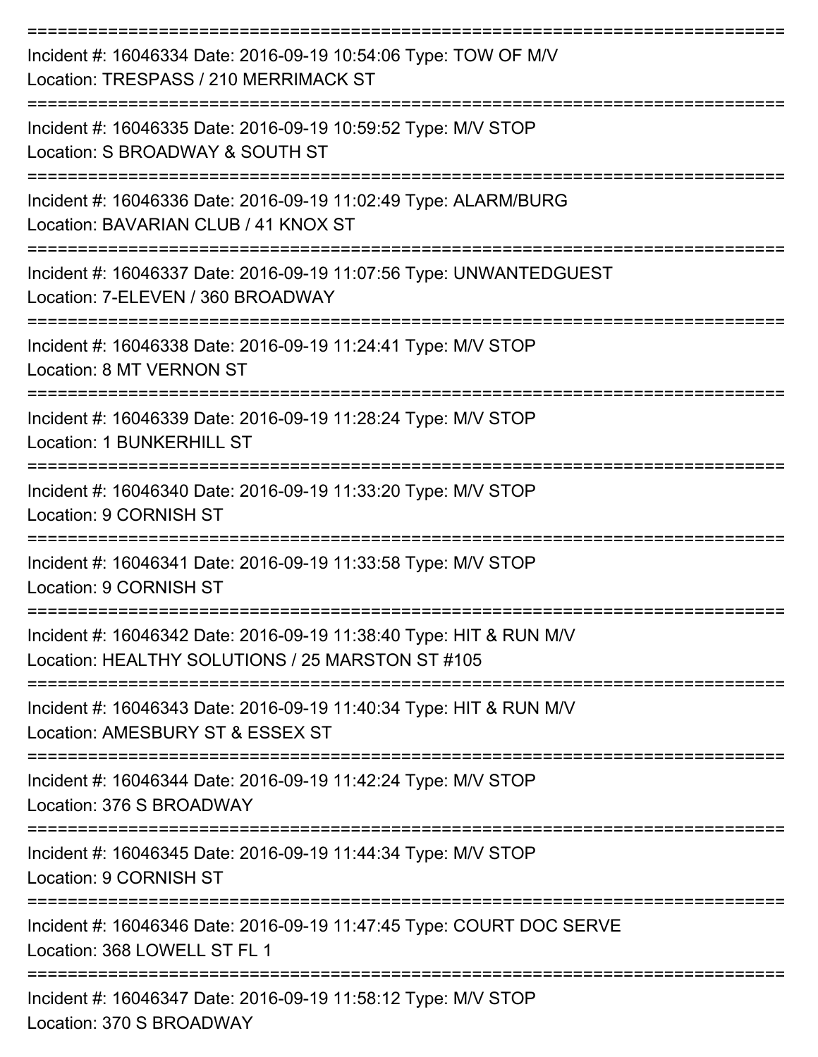===========================================================================
Incident #: 16046334 Date: 2016-09-19 10:54:06 Type: TOW OF M/V
Location: TRESPASS / 210 MERRIMACK ST
===========================================================================
Incident #: 16046335 Date: 2016-09-19 10:59:52 Type: M/V STOP
Location: S BROADWAY & SOUTH ST
===========================================================================
Incident #: 16046336 Date: 2016-09-19 11:02:49 Type: ALARM/BURG
Location: BAVARIAN CLUB / 41 KNOX ST
===========================================================================
Incident #: 16046337 Date: 2016-09-19 11:07:56 Type: UNWANTEDGUEST
Location: 7-ELEVEN / 360 BROADWAY
===========================================================================
Incident #: 16046338 Date: 2016-09-19 11:24:41 Type: M/V STOP
Location: 8 MT VERNON ST
===========================================================================
Incident #: 16046339 Date: 2016-09-19 11:28:24 Type: M/V STOP
Location: 1 BUNKERHILL ST
===========================================================================
Incident #: 16046340 Date: 2016-09-19 11:33:20 Type: M/V STOP
Location: 9 CORNISH ST
===========================================================================
Incident #: 16046341 Date: 2016-09-19 11:33:58 Type: M/V STOP
Location: 9 CORNISH ST
===========================================================================
Incident #: 16046342 Date: 2016-09-19 11:38:40 Type: HIT & RUN M/V
Location: HEALTHY SOLUTIONS / 25 MARSTON ST #105
===========================================================================
Incident #: 16046343 Date: 2016-09-19 11:40:34 Type: HIT & RUN M/V
Location: AMESBURY ST & ESSEX ST
===========================================================================
Incident #: 16046344 Date: 2016-09-19 11:42:24 Type: M/V STOP
Location: 376 S BROADWAY
===========================================================================
Incident #: 16046345 Date: 2016-09-19 11:44:34 Type: M/V STOP
Location: 9 CORNISH ST
===========================================================================
Incident #: 16046346 Date: 2016-09-19 11:47:45 Type: COURT DOC SERVE
Location: 368 LOWELL ST FL 1
===========================================================================
Incident #: 16046347 Date: 2016-09-19 11:58:12 Type: M/V STOP
Location: 370 S BROADWAY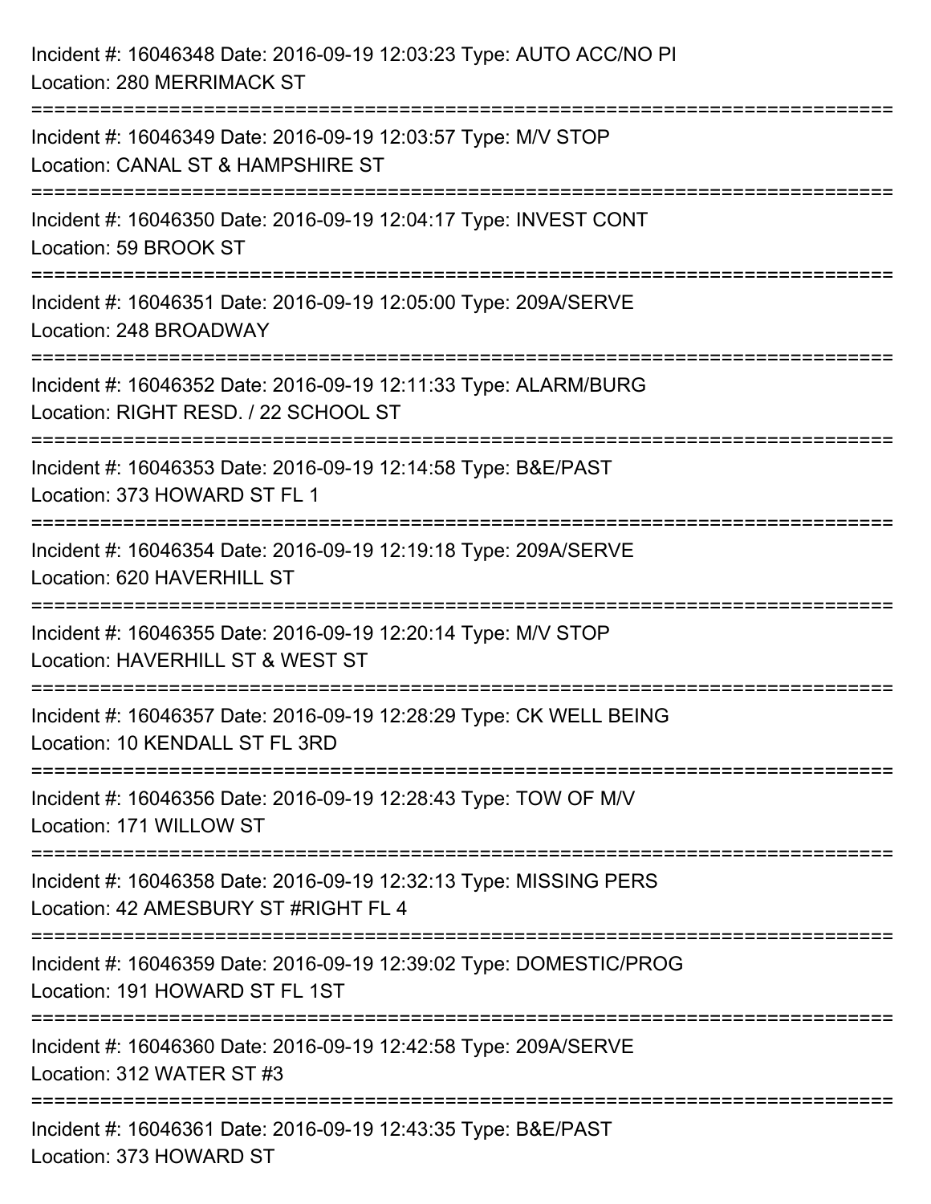Incident #: 16046348 Date: 2016-09-19 12:03:23 Type: AUTO ACC/NO PI
Location: 280 MERRIMACK ST

===========================================================================

Incident #: 16046349 Date: 2016-09-19 12:03:57 Type: M/V STOP
Location: CANAL ST & HAMPSHIRE ST

===========================================================================

Incident #: 16046350 Date: 2016-09-19 12:04:17 Type: INVEST CONT
Location: 59 BROOK ST

===========================================================================

Incident #: 16046351 Date: 2016-09-19 12:05:00 Type: 209A/SERVE
Location: 248 BROADWAY

===========================================================================

Incident #: 16046352 Date: 2016-09-19 12:11:33 Type: ALARM/BURG
Location: RIGHT RESD. / 22 SCHOOL ST

===========================================================================

Incident #: 16046353 Date: 2016-09-19 12:14:58 Type: B&E/PAST
Location: 373 HOWARD ST FL 1

===========================================================================

Incident #: 16046354 Date: 2016-09-19 12:19:18 Type: 209A/SERVE
Location: 620 HAVERHILL ST

===========================================================================

Incident #: 16046355 Date: 2016-09-19 12:20:14 Type: M/V STOP
Location: HAVERHILL ST & WEST ST

===========================================================================

Incident #: 16046357 Date: 2016-09-19 12:28:29 Type: CK WELL BEING
Location: 10 KENDALL ST FL 3RD

===========================================================================

Incident #: 16046356 Date: 2016-09-19 12:28:43 Type: TOW OF M/V
Location: 171 WILLOW ST

===========================================================================

Incident #: 16046358 Date: 2016-09-19 12:32:13 Type: MISSING PERS
Location: 42 AMESBURY ST #RIGHT FL 4

===========================================================================

Incident #: 16046359 Date: 2016-09-19 12:39:02 Type: DOMESTIC/PROG
Location: 191 HOWARD ST FL 1ST

===========================================================================

Incident #: 16046360 Date: 2016-09-19 12:42:58 Type: 209A/SERVE
Location: 312 WATER ST #3

===========================================================================

Incident #: 16046361 Date: 2016-09-19 12:43:35 Type: B&E/PAST
Location: 373 HOWARD ST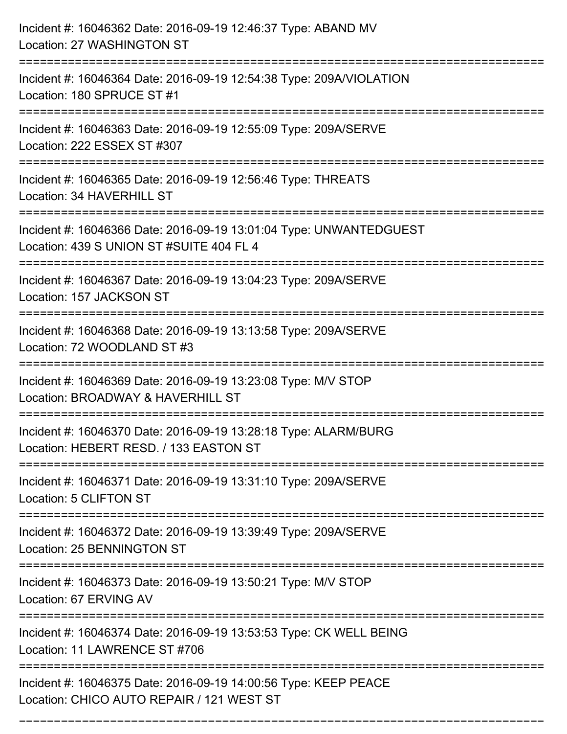Incident #: 16046362 Date: 2016-09-19 12:46:37 Type: ABAND MV
Location: 27 WASHINGTON ST

===========================================================================

Incident #: 16046364 Date: 2016-09-19 12:54:38 Type: 209A/VIOLATION
Location: 180 SPRUCE ST #1

===========================================================================

Incident #: 16046363 Date: 2016-09-19 12:55:09 Type: 209A/SERVE
Location: 222 ESSEX ST #307

===========================================================================

Incident #: 16046365 Date: 2016-09-19 12:56:46 Type: THREATS
Location: 34 HAVERHILL ST

===========================================================================

Incident #: 16046366 Date: 2016-09-19 13:01:04 Type: UNWANTEDGUEST
Location: 439 S UNION ST #SUITE 404 FL 4

===========================================================================

Incident #: 16046367 Date: 2016-09-19 13:04:23 Type: 209A/SERVE
Location: 157 JACKSON ST

===========================================================================

Incident #: 16046368 Date: 2016-09-19 13:13:58 Type: 209A/SERVE
Location: 72 WOODLAND ST #3

===========================================================================

Incident #: 16046369 Date: 2016-09-19 13:23:08 Type: M/V STOP
Location: BROADWAY & HAVERHILL ST

===========================================================================

Incident #: 16046370 Date: 2016-09-19 13:28:18 Type: ALARM/BURG
Location: HEBERT RESD. / 133 EASTON ST

===========================================================================

Incident #: 16046371 Date: 2016-09-19 13:31:10 Type: 209A/SERVE
Location: 5 CLIFTON ST

===========================================================================

Incident #: 16046372 Date: 2016-09-19 13:39:49 Type: 209A/SERVE
Location: 25 BENNINGTON ST

===========================================================================

Incident #: 16046373 Date: 2016-09-19 13:50:21 Type: M/V STOP
Location: 67 ERVING AV

===========================================================================

Incident #: 16046374 Date: 2016-09-19 13:53:53 Type: CK WELL BEING
Location: 11 LAWRENCE ST #706

===========================================================================

Incident #: 16046375 Date: 2016-09-19 14:00:56 Type: KEEP PEACE
Location: CHICO AUTO REPAIR / 121 WEST ST

===========================================================================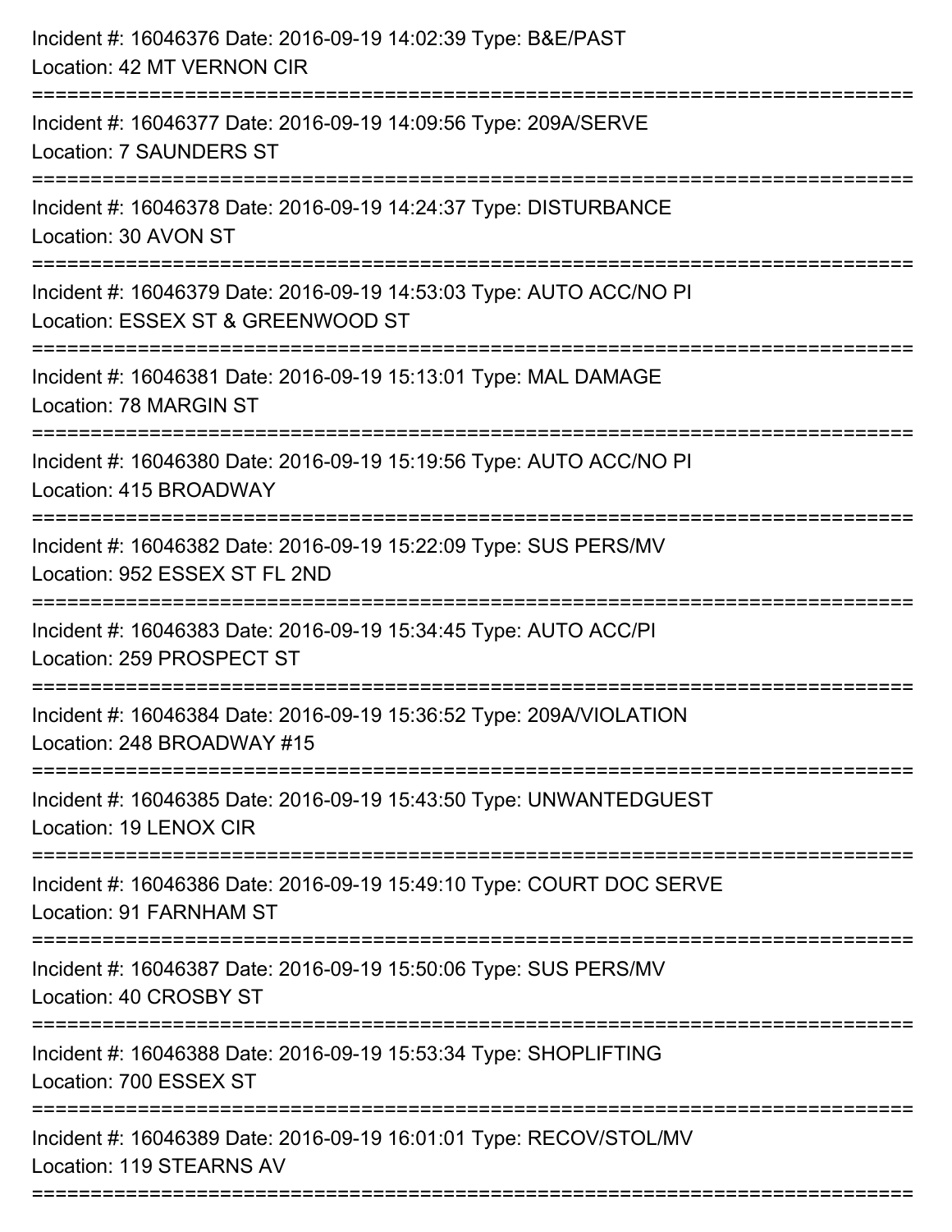Incident #: 16046376 Date: 2016-09-19 14:02:39 Type: B&E/PAST
Location: 42 MT VERNON CIR

===========================================================================

Incident #: 16046377 Date: 2016-09-19 14:09:56 Type: 209A/SERVE
Location: 7 SAUNDERS ST

===========================================================================

Incident #: 16046378 Date: 2016-09-19 14:24:37 Type: DISTURBANCE
Location: 30 AVON ST

===========================================================================

Incident #: 16046379 Date: 2016-09-19 14:53:03 Type: AUTO ACC/NO PI
Location: ESSEX ST & GREENWOOD ST

===========================================================================

Incident #: 16046381 Date: 2016-09-19 15:13:01 Type: MAL DAMAGE
Location: 78 MARGIN ST

===========================================================================

Incident #: 16046380 Date: 2016-09-19 15:19:56 Type: AUTO ACC/NO PI
Location: 415 BROADWAY

===========================================================================

Incident #: 16046382 Date: 2016-09-19 15:22:09 Type: SUS PERS/MV
Location: 952 ESSEX ST FL 2ND

===========================================================================

Incident #: 16046383 Date: 2016-09-19 15:34:45 Type: AUTO ACC/PI
Location: 259 PROSPECT ST

===========================================================================

Incident #: 16046384 Date: 2016-09-19 15:36:52 Type: 209A/VIOLATION
Location: 248 BROADWAY #15

===========================================================================

Incident #: 16046385 Date: 2016-09-19 15:43:50 Type: UNWANTEDGUEST
Location: 19 LENOX CIR

===========================================================================

Incident #: 16046386 Date: 2016-09-19 15:49:10 Type: COURT DOC SERVE
Location: 91 FARNHAM ST

===========================================================================

Incident #: 16046387 Date: 2016-09-19 15:50:06 Type: SUS PERS/MV
Location: 40 CROSBY ST

===========================================================================

Incident #: 16046388 Date: 2016-09-19 15:53:34 Type: SHOPLIFTING
Location: 700 ESSEX ST

===========================================================================

Incident #: 16046389 Date: 2016-09-19 16:01:01 Type: RECOV/STOL/MV
Location: 119 STEARNS AV

===========================================================================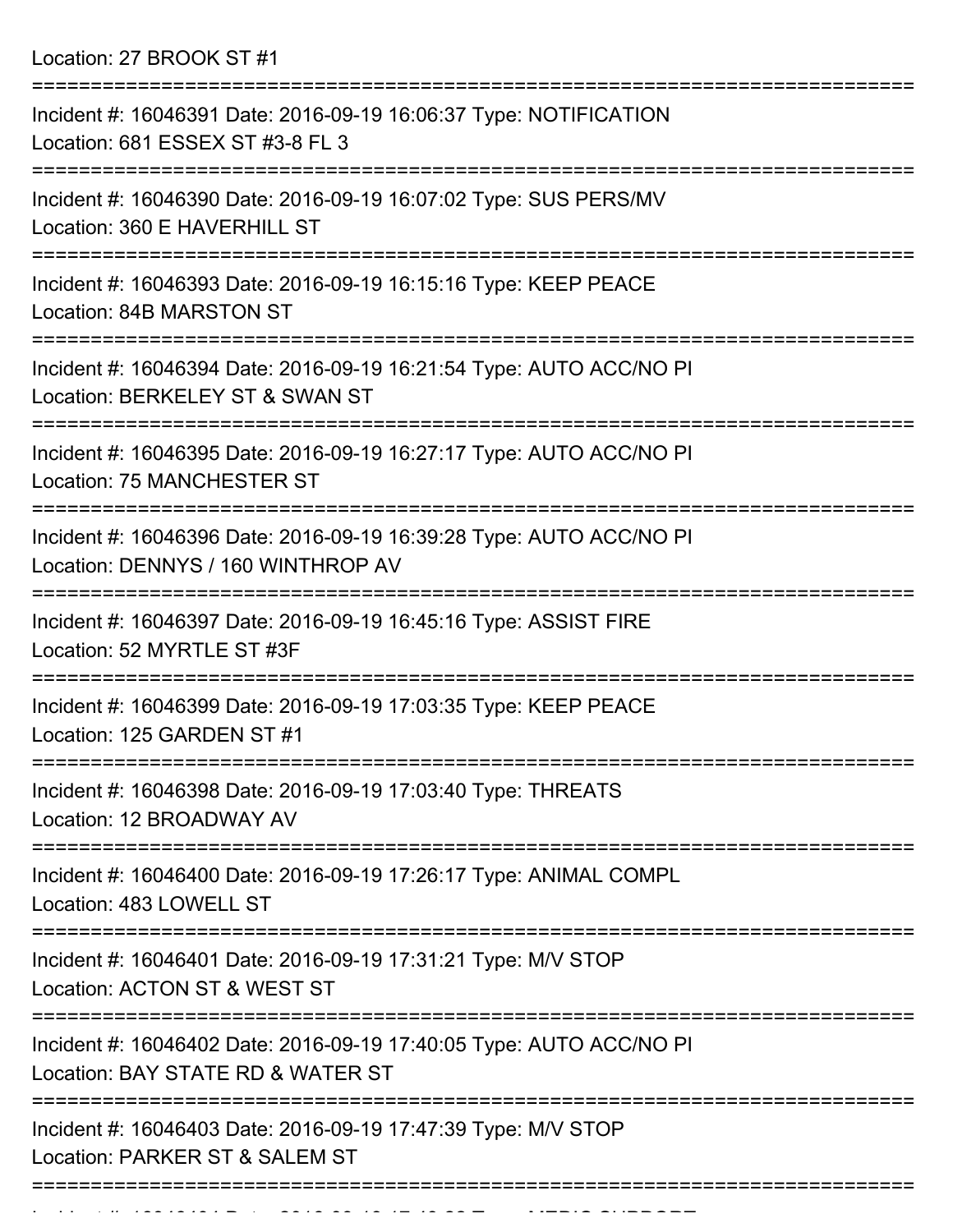Location: 27 BROOK ST #1

===========================================================================

Incident #: 16046391 Date: 2016-09-19 16:06:37 Type: NOTIFICATION
Location: 681 ESSEX ST #3-8 FL 3

===========================================================================

Incident #: 16046390 Date: 2016-09-19 16:07:02 Type: SUS PERS/MV
Location: 360 E HAVERHILL ST

===========================================================================

Incident #: 16046393 Date: 2016-09-19 16:15:16 Type: KEEP PEACE
Location: 84B MARSTON ST

===========================================================================

Incident #: 16046394 Date: 2016-09-19 16:21:54 Type: AUTO ACC/NO PI
Location: BERKELEY ST & SWAN ST

===========================================================================

Incident #: 16046395 Date: 2016-09-19 16:27:17 Type: AUTO ACC/NO PI
Location: 75 MANCHESTER ST

===========================================================================

Incident #: 16046396 Date: 2016-09-19 16:39:28 Type: AUTO ACC/NO PI
Location: DENNYS / 160 WINTHROP AV

===========================================================================

Incident #: 16046397 Date: 2016-09-19 16:45:16 Type: ASSIST FIRE
Location: 52 MYRTLE ST #3F

===========================================================================

Incident #: 16046399 Date: 2016-09-19 17:03:35 Type: KEEP PEACE
Location: 125 GARDEN ST #1

===========================================================================

Incident #: 16046398 Date: 2016-09-19 17:03:40 Type: THREATS
Location: 12 BROADWAY AV

===========================================================================

Incident #: 16046400 Date: 2016-09-19 17:26:17 Type: ANIMAL COMPL
Location: 483 LOWELL ST

===========================================================================

Incident #: 16046401 Date: 2016-09-19 17:31:21 Type: M/V STOP
Location: ACTON ST & WEST ST

===========================================================================

Incident #: 16046402 Date: 2016-09-19 17:40:05 Type: AUTO ACC/NO PI
Location: BAY STATE RD & WATER ST

===========================================================================

Incident #: 16046403 Date: 2016-09-19 17:47:39 Type: M/V STOP
Location: PARKER ST & SALEM ST

===========================================================================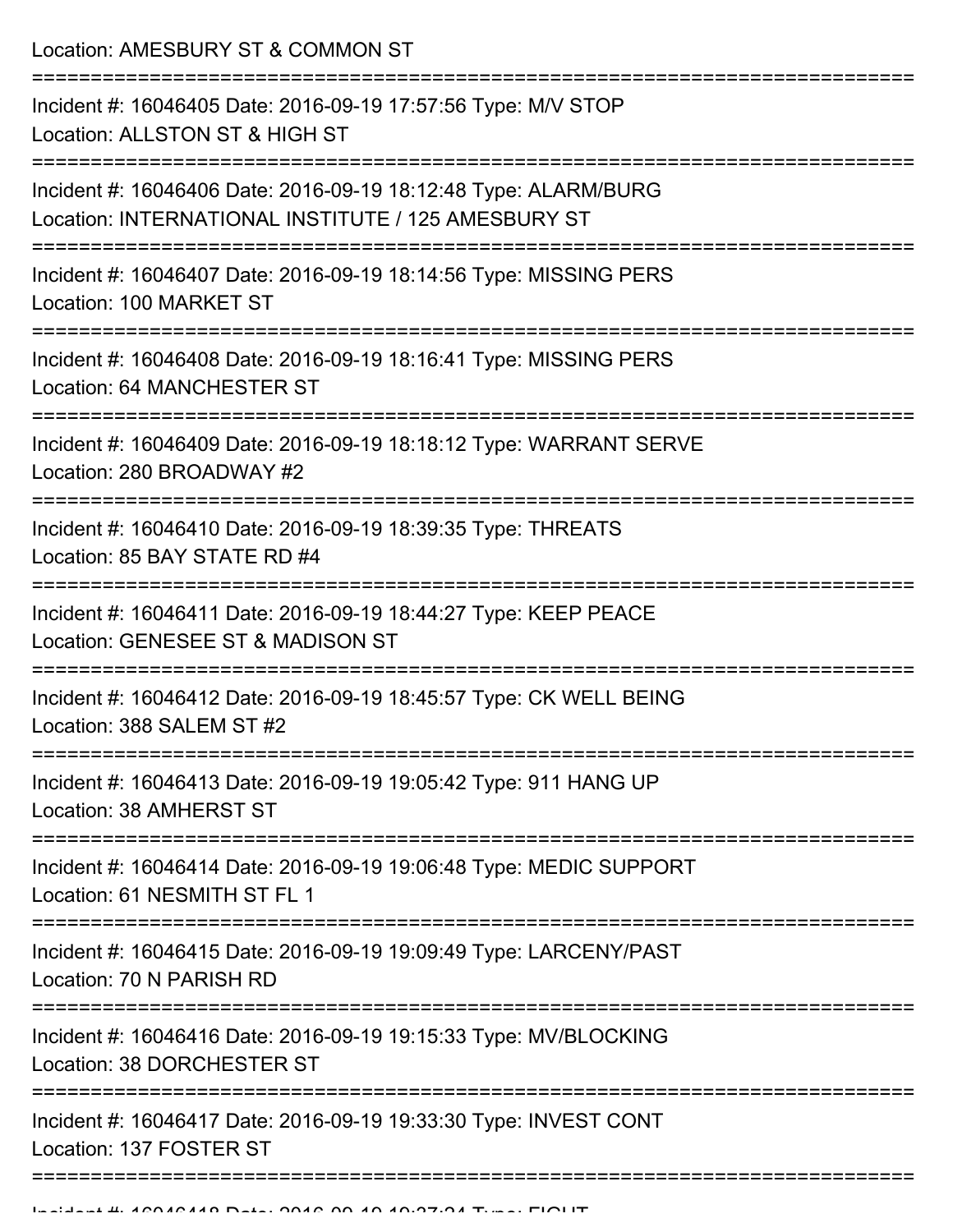Location: AMESBURY ST & COMMON ST

===========================================================================

Incident #: 16046405 Date: 2016-09-19 17:57:56 Type: M/V STOP
Location: ALLSTON ST & HIGH ST

===========================================================================

Incident #: 16046406 Date: 2016-09-19 18:12:48 Type: ALARM/BURG
Location: INTERNATIONAL INSTITUTE / 125 AMESBURY ST

===========================================================================

Incident #: 16046407 Date: 2016-09-19 18:14:56 Type: MISSING PERS
Location: 100 MARKET ST

===========================================================================

Incident #: 16046408 Date: 2016-09-19 18:16:41 Type: MISSING PERS
Location: 64 MANCHESTER ST

===========================================================================

Incident #: 16046409 Date: 2016-09-19 18:18:12 Type: WARRANT SERVE
Location: 280 BROADWAY #2

===========================================================================

Incident #: 16046410 Date: 2016-09-19 18:39:35 Type: THREATS
Location: 85 BAY STATE RD #4

===========================================================================

Incident #: 16046411 Date: 2016-09-19 18:44:27 Type: KEEP PEACE
Location: GENESEE ST & MADISON ST

===========================================================================

Incident #: 16046412 Date: 2016-09-19 18:45:57 Type: CK WELL BEING
Location: 388 SALEM ST #2

===========================================================================

Incident #: 16046413 Date: 2016-09-19 19:05:42 Type: 911 HANG UP
Location: 38 AMHERST ST

===========================================================================

Incident #: 16046414 Date: 2016-09-19 19:06:48 Type: MEDIC SUPPORT
Location: 61 NESMITH ST FL 1

===========================================================================

Incident #: 16046415 Date: 2016-09-19 19:09:49 Type: LARCENY/PAST
Location: 70 N PARISH RD

===========================================================================

Incident #: 16046416 Date: 2016-09-19 19:15:33 Type: MV/BLOCKING
Location: 38 DORCHESTER ST

===========================================================================

Incident #: 16046417 Date: 2016-09-19 19:33:30 Type: INVEST CONT
Location: 137 FOSTER ST

===========================================================================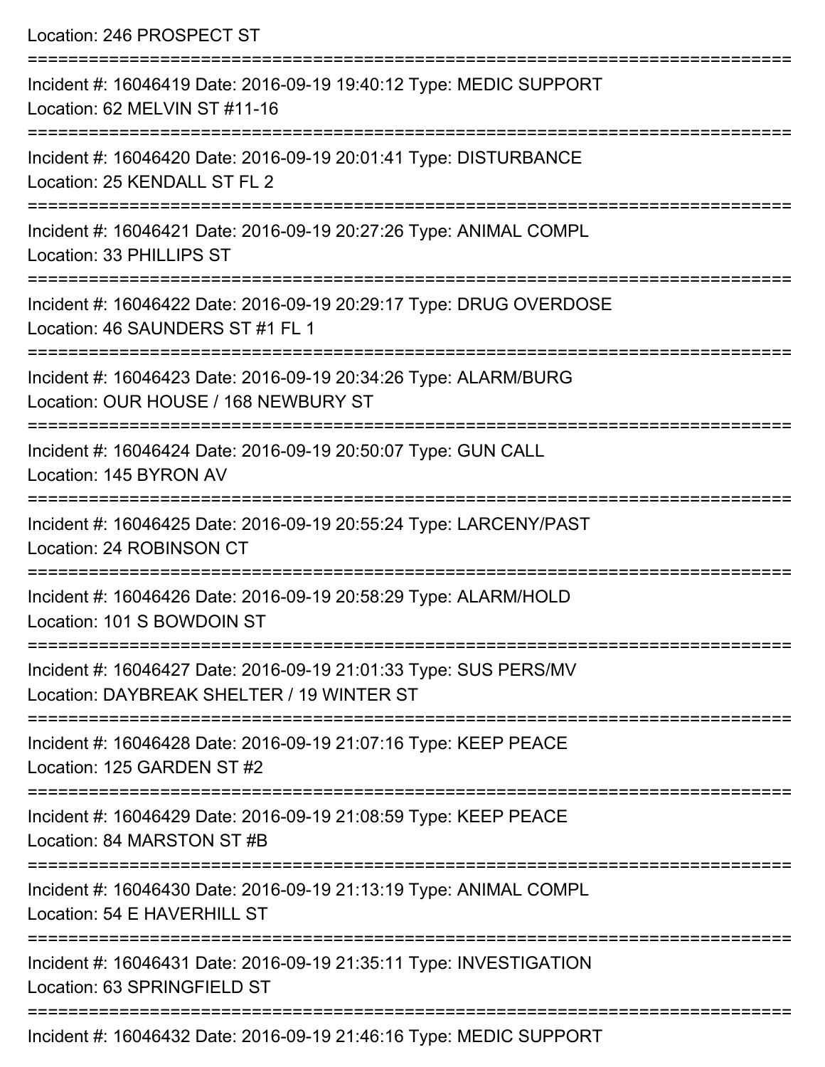Location: 246 PROSPECT ST

===========================================================================

Incident #: 16046419 Date: 2016-09-19 19:40:12 Type: MEDIC SUPPORT
Location: 62 MELVIN ST #11-16

===========================================================================

Incident #: 16046420 Date: 2016-09-19 20:01:41 Type: DISTURBANCE
Location: 25 KENDALL ST FL 2

===========================================================================

Incident #: 16046421 Date: 2016-09-19 20:27:26 Type: ANIMAL COMPL
Location: 33 PHILLIPS ST

===========================================================================

Incident #: 16046422 Date: 2016-09-19 20:29:17 Type: DRUG OVERDOSE
Location: 46 SAUNDERS ST #1 FL 1

===========================================================================

Incident #: 16046423 Date: 2016-09-19 20:34:26 Type: ALARM/BURG
Location: OUR HOUSE / 168 NEWBURY ST

===========================================================================

Incident #: 16046424 Date: 2016-09-19 20:50:07 Type: GUN CALL
Location: 145 BYRON AV

===========================================================================

Incident #: 16046425 Date: 2016-09-19 20:55:24 Type: LARCENY/PAST
Location: 24 ROBINSON CT

===========================================================================

Incident #: 16046426 Date: 2016-09-19 20:58:29 Type: ALARM/HOLD
Location: 101 S BOWDOIN ST

===========================================================================

Incident #: 16046427 Date: 2016-09-19 21:01:33 Type: SUS PERS/MV
Location: DAYBREAK SHELTER / 19 WINTER ST

===========================================================================

Incident #: 16046428 Date: 2016-09-19 21:07:16 Type: KEEP PEACE
Location: 125 GARDEN ST #2

===========================================================================

Incident #: 16046429 Date: 2016-09-19 21:08:59 Type: KEEP PEACE
Location: 84 MARSTON ST #B

===========================================================================

Incident #: 16046430 Date: 2016-09-19 21:13:19 Type: ANIMAL COMPL
Location: 54 E HAVERHILL ST

===========================================================================

Incident #: 16046431 Date: 2016-09-19 21:35:11 Type: INVESTIGATION
Location: 63 SPRINGFIELD ST

===========================================================================

Incident #: 16046432 Date: 2016-09-19 21:46:16 Type: MEDIC SUPPORT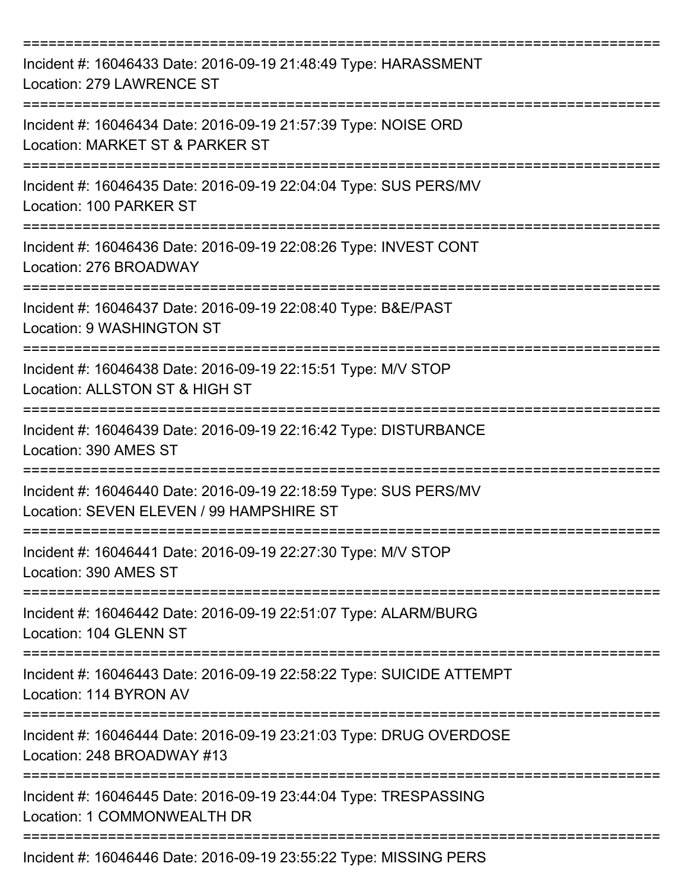===========================================================================

Incident #: 16046433 Date: 2016-09-19 21:48:49 Type: HARASSMENT
Location: 279 LAWRENCE ST

===========================================================================

Incident #: 16046434 Date: 2016-09-19 21:57:39 Type: NOISE ORD
Location: MARKET ST & PARKER ST

===========================================================================

Incident #: 16046435 Date: 2016-09-19 22:04:04 Type: SUS PERS/MV
Location: 100 PARKER ST

===========================================================================

Incident #: 16046436 Date: 2016-09-19 22:08:26 Type: INVEST CONT
Location: 276 BROADWAY

===========================================================================

Incident #: 16046437 Date: 2016-09-19 22:08:40 Type: B&E/PAST
Location: 9 WASHINGTON ST

===========================================================================

Incident #: 16046438 Date: 2016-09-19 22:15:51 Type: M/V STOP
Location: ALLSTON ST & HIGH ST

===========================================================================

Incident #: 16046439 Date: 2016-09-19 22:16:42 Type: DISTURBANCE
Location: 390 AMES ST

===========================================================================

Incident #: 16046440 Date: 2016-09-19 22:18:59 Type: SUS PERS/MV
Location: SEVEN ELEVEN / 99 HAMPSHIRE ST

===========================================================================

Incident #: 16046441 Date: 2016-09-19 22:27:30 Type: M/V STOP
Location: 390 AMES ST

===========================================================================

Incident #: 16046442 Date: 2016-09-19 22:51:07 Type: ALARM/BURG
Location: 104 GLENN ST

===========================================================================

Incident #: 16046443 Date: 2016-09-19 22:58:22 Type: SUICIDE ATTEMPT
Location: 114 BYRON AV

===========================================================================

Incident #: 16046444 Date: 2016-09-19 23:21:03 Type: DRUG OVERDOSE
Location: 248 BROADWAY #13

===========================================================================

Incident #: 16046445 Date: 2016-09-19 23:44:04 Type: TRESPASSING
Location: 1 COMMONWEALTH DR

===========================================================================

Incident #: 16046446 Date: 2016-09-19 23:55:22 Type: MISSING PERS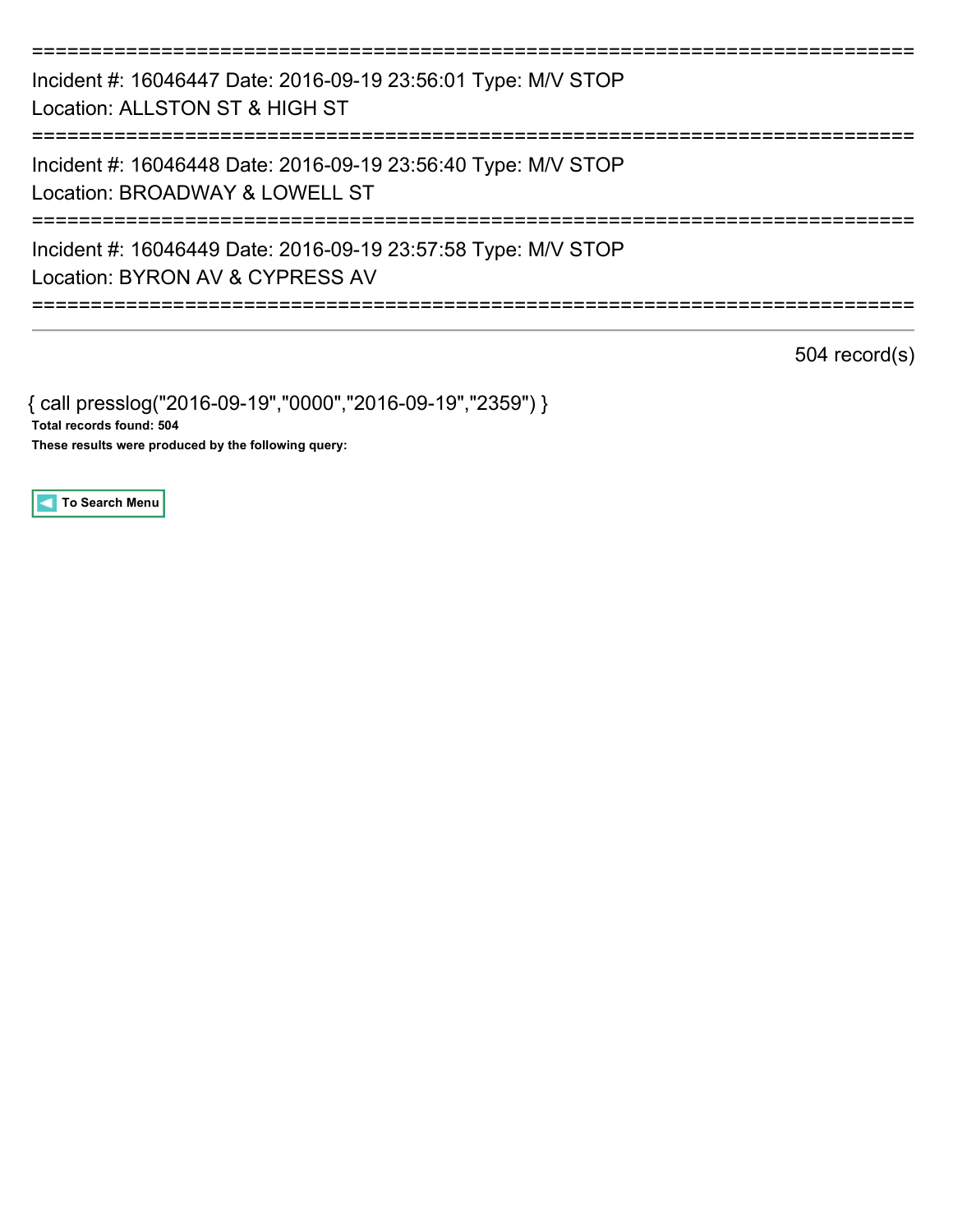===========================================================================

Incident #: 16046447 Date: 2016-09-19 23:56:01 Type: M/V STOP
Location: ALLSTON ST & HIGH ST

===========================================================================

Incident #: 16046448 Date: 2016-09-19 23:56:40 Type: M/V STOP
Location: BROADWAY & LOWELL ST

===========================================================================

Incident #: 16046449 Date: 2016-09-19 23:57:58 Type: M/V STOP
Location: BYRON AV & CYPRESS AV

===========================================================================

504 record(s)

{ call presslog("2016-09-19","0000","2016-09-19","2359") }

**Total records found: 504**

**These results were produced by the following query:**

**To Search Menu**